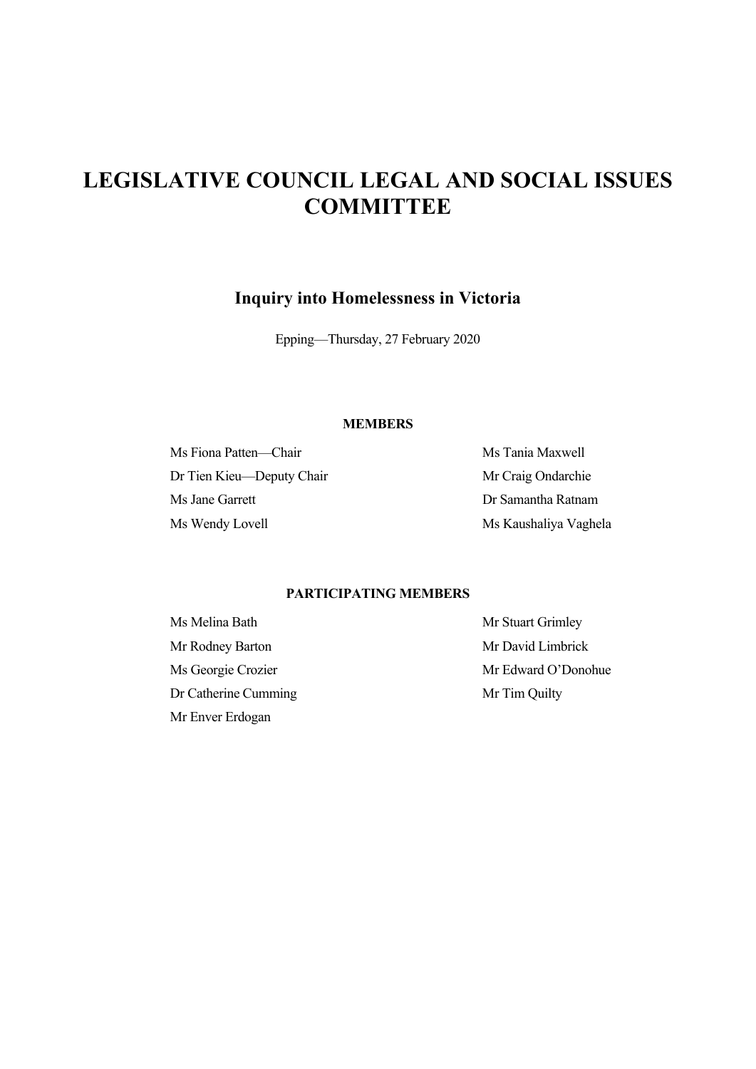# LEGISLATIVE COUNCIL LEGAL AND SOCIAL ISSUES COMMITTEE

## Inquiry into Homelessness in Victoria

Epping—Thursday, 27 February 2020

### MEMBERS

Ms Fiona Patten—Chair

Dr Tien Kieu—Deputy Chair

Ms Jane Garrett

Ms Wendy Lovell

Ms Tania Maxwell

Mr Craig Ondarchie

Dr Samantha Ratnam

Ms Kaushaliya Vaghela

### PARTICIPATING MEMBERS

Ms Melina Bath

Mr Rodney Barton

Ms Georgie Crozier

Dr Catherine Cumming

Mr Enver Erdogan

Mr Stuart Grimley

Mr David Limbrick

Mr Edward O'Donohue

Mr Tim Quilty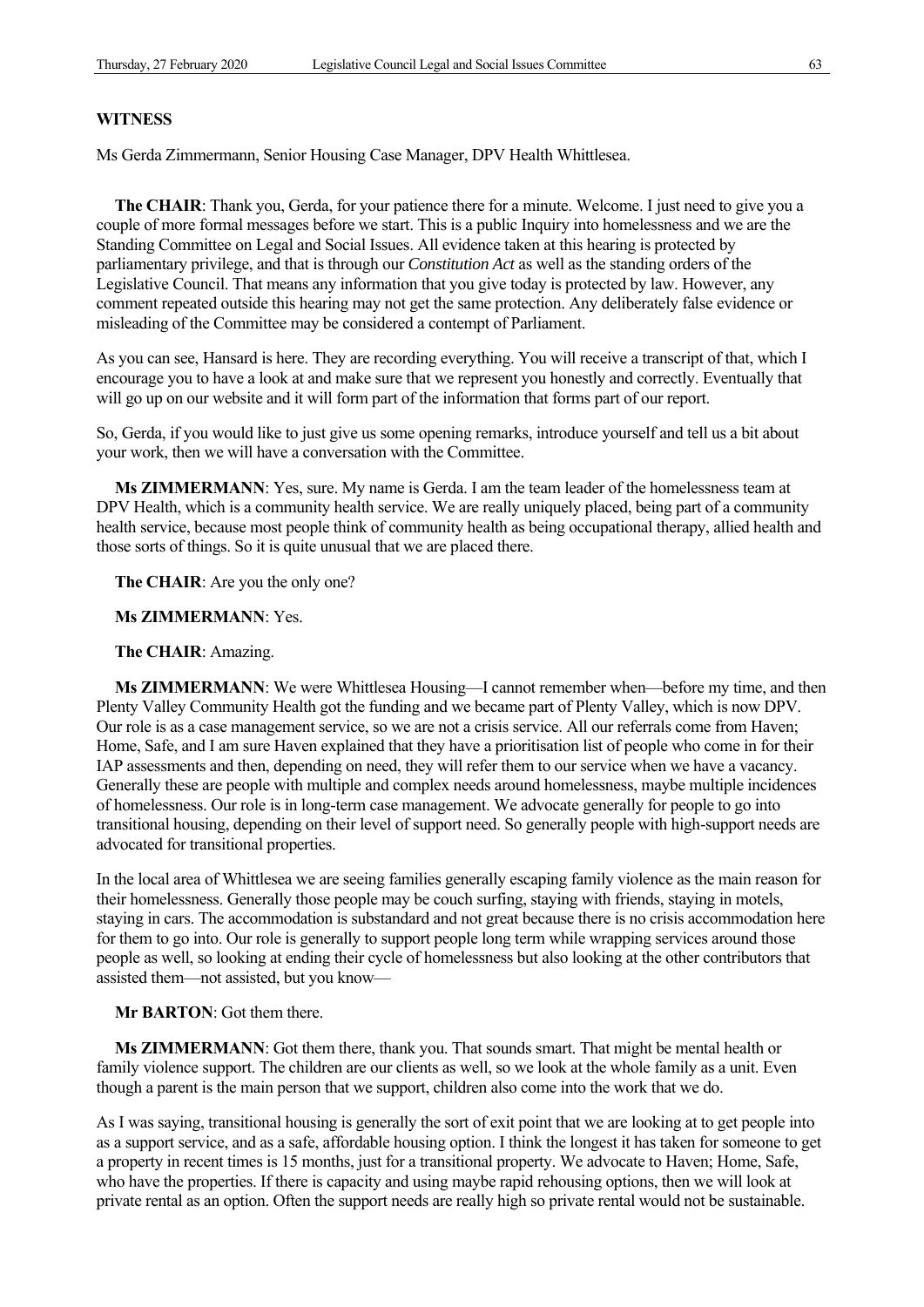**WITNESS**

Ms Gerda Zimmermann, Senior Housing Case Manager, DPV Health Whittlesea.

**The CHAIR**: Thank you, Gerda, for your patience there for a minute. Welcome. I just need to give you a couple of more formal messages before we start. This is a public Inquiry into homelessness and we are the Standing Committee on Legal and Social Issues. All evidence taken at this hearing is protected by parliamentary privilege, and that is through our *Constitution Act* as well as the standing orders of the Legislative Council. That means any information that you give today is protected by law. However, any comment repeated outside this hearing may not get the same protection. Any deliberately false evidence or misleading of the Committee may be considered a contempt of Parliament.

As you can see, Hansard is here. They are recording everything. You will receive a transcript of that, which I encourage you to have a look at and make sure that we represent you honestly and correctly. Eventually that will go up on our website and it will form part of the information that forms part of our report.

So, Gerda, if you would like to just give us some opening remarks, introduce yourself and tell us a bit about your work, then we will have a conversation with the Committee.

**Ms ZIMMERMANN**: Yes, sure. My name is Gerda. I am the team leader of the homelessness team at DPV Health, which is a community health service. We are really uniquely placed, being part of a community health service, because most people think of community health as being occupational therapy, allied health and those sorts of things. So it is quite unusual that we are placed there.

**The CHAIR**: Are you the only one?

**Ms ZIMMERMANN**: Yes.

**The CHAIR**: Amazing.

**Ms ZIMMERMANN**: We were Whittlesea Housing—I cannot remember when—before my time, and then Plenty Valley Community Health got the funding and we became part of Plenty Valley, which is now DPV. Our role is as a case management service, so we are not a crisis service. All our referrals come from Haven; Home, Safe, and I am sure Haven explained that they have a prioritisation list of people who come in for their IAP assessments and then, depending on need, they will refer them to our service when we have a vacancy. Generally these are people with multiple and complex needs around homelessness, maybe multiple incidences of homelessness. Our role is in long-term case management. We advocate generally for people to go into transitional housing, depending on their level of support need. So generally people with high-support needs are advocated for transitional properties.

In the local area of Whittlesea we are seeing families generally escaping family violence as the main reason for their homelessness. Generally those people may be couch surfing, staying with friends, staying in motels, staying in cars. The accommodation is substandard and not great because there is no crisis accommodation here for them to go into. Our role is generally to support people long term while wrapping services around those people as well, so looking at ending their cycle of homelessness but also looking at the other contributors that assisted them—not assisted, but you know—

**Mr BARTON**: Got them there.

**Ms ZIMMERMANN**: Got them there, thank you. That sounds smart. That might be mental health or family violence support. The children are our clients as well, so we look at the whole family as a unit. Even though a parent is the main person that we support, children also come into the work that we do.

As I was saying, transitional housing is generally the sort of exit point that we are looking at to get people into as a support service, and as a safe, affordable housing option. I think the longest it has taken for someone to get a property in recent times is 15 months, just for a transitional property. We advocate to Haven; Home, Safe, who have the properties. If there is capacity and using maybe rapid rehousing options, then we will look at private rental as an option. Often the support needs are really high so private rental would not be sustainable.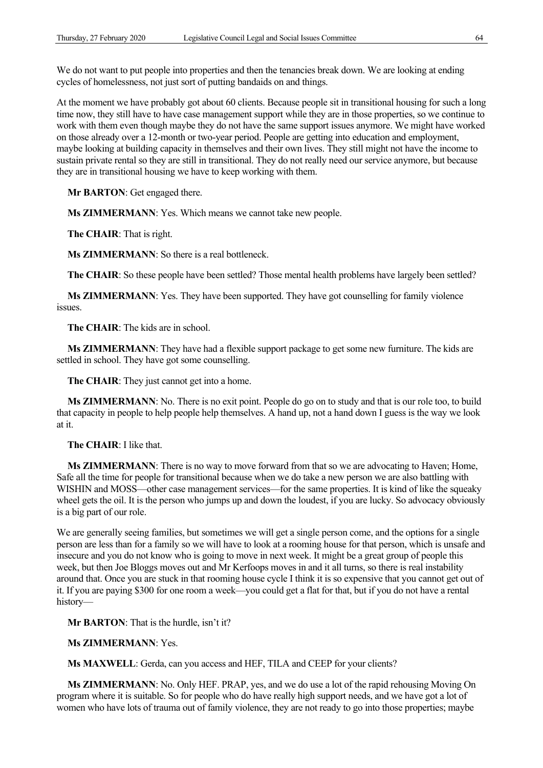We do not want to put people into properties and then the tenancies break down. We are looking at ending cycles of homelessness, not just sort of putting bandaids on and things.

At the moment we have probably got about 60 clients. Because people sit in transitional housing for such a long time now, they still have to have case management support while they are in those properties, so we continue to work with them even though maybe they do not have the same support issues anymore. We might have worked on those already over a 12-month or two-year period. People are getting into education and employment, maybe looking at building capacity in themselves and their own lives. They still might not have the income to sustain private rental so they are still in transitional. They do not really need our service anymore, but because they are in transitional housing we have to keep working with them.

**Mr BARTON**: Get engaged there.

**Ms ZIMMERMANN**: Yes. Which means we cannot take new people.

**The CHAIR**: That is right.

**Ms ZIMMERMANN**: So there is a real bottleneck.

**The CHAIR**: So these people have been settled? Those mental health problems have largely been settled?

**Ms ZIMMERMANN**: Yes. They have been supported. They have got counselling for family violence issues.

**The CHAIR**: The kids are in school.

**Ms ZIMMERMANN**: They have had a flexible support package to get some new furniture. The kids are settled in school. They have got some counselling.

**The CHAIR**: They just cannot get into a home.

**Ms ZIMMERMANN**: No. There is no exit point. People do go on to study and that is our role too, to build that capacity in people to help people help themselves. A hand up, not a hand down I guess is the way we look at it.

**The CHAIR**: I like that.

**Ms ZIMMERMANN**: There is no way to move forward from that so we are advocating to Haven; Home, Safe all the time for people for transitional because when we do take a new person we are also battling with WISHIN and MOSS—other case management services—for the same properties. It is kind of like the squeaky wheel gets the oil. It is the person who jumps up and down the loudest, if you are lucky. So advocacy obviously is a big part of our role.

We are generally seeing families, but sometimes we will get a single person come, and the options for a single person are less than for a family so we will have to look at a rooming house for that person, which is unsafe and insecure and you do not know who is going to move in next week. It might be a great group of people this week, but then Joe Bloggs moves out and Mr Kerfoops moves in and it all turns, so there is real instability around that. Once you are stuck in that rooming house cycle I think it is so expensive that you cannot get out of it. If you are paying $300 for one room a week—you could get a flat for that, but if you do not have a rental history—

**Mr BARTON**: That is the hurdle, isn't it?

**Ms ZIMMERMANN**: Yes.

**Ms MAXWELL**: Gerda, can you access and HEF, TILA and CEEP for your clients?

**Ms ZIMMERMANN**: No. Only HEF. PRAP, yes, and we do use a lot of the rapid rehousing Moving On program where it is suitable. So for people who do have really high support needs, and we have got a lot of women who have lots of trauma out of family violence, they are not ready to go into those properties; maybe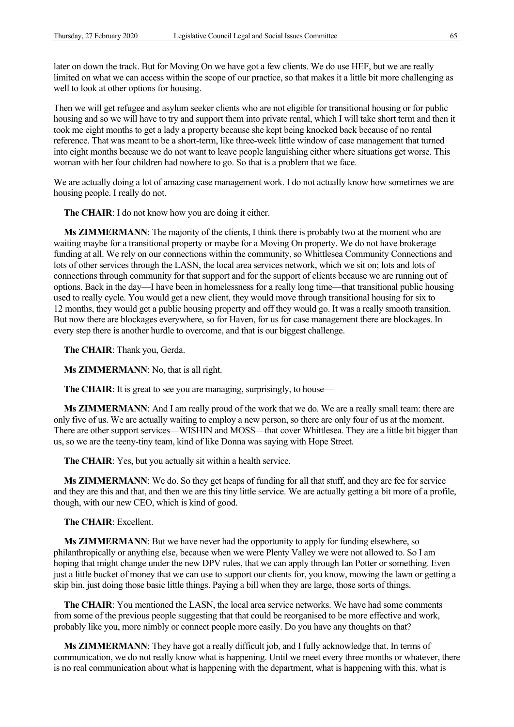later on down the track. But for Moving On we have got a few clients. We do use HEF, but we are really limited on what we can access within the scope of our practice, so that makes it a little bit more challenging as well to look at other options for housing.

Then we will get refugee and asylum seeker clients who are not eligible for transitional housing or for public housing and so we will have to try and support them into private rental, which I will take short term and then it took me eight months to get a lady a property because she kept being knocked back because of no rental reference. That was meant to be a short-term, like three-week little window of case management that turned into eight months because we do not want to leave people languishing either where situations get worse. This woman with her four children had nowhere to go. So that is a problem that we face.

We are actually doing a lot of amazing case management work. I do not actually know how sometimes we are housing people. I really do not.

**The CHAIR**: I do not know how you are doing it either.

**Ms ZIMMERMANN**: The majority of the clients, I think there is probably two at the moment who are waiting maybe for a transitional property or maybe for a Moving On property. We do not have brokerage funding at all. We rely on our connections within the community, so Whittlesea Community Connections and lots of other services through the LASN, the local area services network, which we sit on; lots and lots of connections through community for that support and for the support of clients because we are running out of options. Back in the day—I have been in homelessness for a really long time—that transitional public housing used to really cycle. You would get a new client, they would move through transitional housing for six to 12 months, they would get a public housing property and off they would go. It was a really smooth transition. But now there are blockages everywhere, so for Haven, for us for case management there are blockages. In every step there is another hurdle to overcome, and that is our biggest challenge.

**The CHAIR**: Thank you, Gerda.

**Ms ZIMMERMANN**: No, that is all right.

**The CHAIR**: It is great to see you are managing, surprisingly, to house—

**Ms ZIMMERMANN**: And I am really proud of the work that we do. We are a really small team: there are only five of us. We are actually waiting to employ a new person, so there are only four of us at the moment. There are other support services—WISHIN and MOSS—that cover Whittlesea. They are a little bit bigger than us, so we are the teeny-tiny team, kind of like Donna was saying with Hope Street.

**The CHAIR**: Yes, but you actually sit within a health service.

**Ms ZIMMERMANN**: We do. So they get heaps of funding for all that stuff, and they are fee for service and they are this and that, and then we are this tiny little service. We are actually getting a bit more of a profile, though, with our new CEO, which is kind of good.

**The CHAIR**: Excellent.

**Ms ZIMMERMANN**: But we have never had the opportunity to apply for funding elsewhere, so philanthropically or anything else, because when we were Plenty Valley we were not allowed to. So I am hoping that might change under the new DPV rules, that we can apply through Ian Potter or something. Even just a little bucket of money that we can use to support our clients for, you know, mowing the lawn or getting a skip bin, just doing those basic little things. Paying a bill when they are large, those sorts of things.

**The CHAIR**: You mentioned the LASN, the local area service networks. We have had some comments from some of the previous people suggesting that that could be reorganised to be more effective and work, probably like you, more nimbly or connect people more easily. Do you have any thoughts on that?

**Ms ZIMMERMANN**: They have got a really difficult job, and I fully acknowledge that. In terms of communication, we do not really know what is happening. Until we meet every three months or whatever, there is no real communication about what is happening with the department, what is happening with this, what is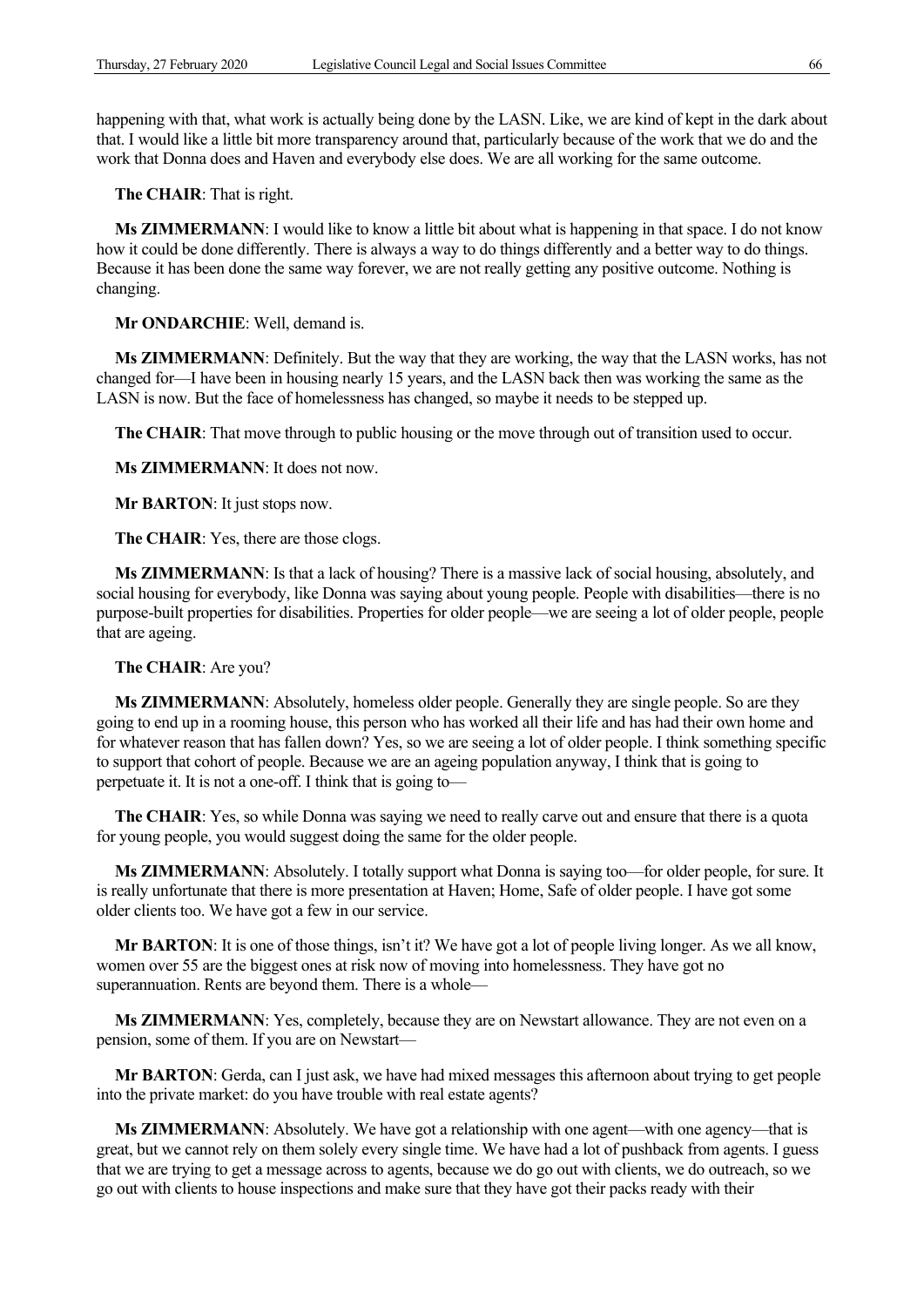happening with that, what work is actually being done by the LASN. Like, we are kind of kept in the dark about that. I would like a little bit more transparency around that, particularly because of the work that we do and the work that Donna does and Haven and everybody else does. We are all working for the same outcome.

**The CHAIR**: That is right.

**Ms ZIMMERMANN**: I would like to know a little bit about what is happening in that space. I do not know how it could be done differently. There is always a way to do things differently and a better way to do things. Because it has been done the same way forever, we are not really getting any positive outcome. Nothing is changing.

**Mr ONDARCHIE**: Well, demand is.

**Ms ZIMMERMANN**: Definitely. But the way that they are working, the way that the LASN works, has not changed for—I have been in housing nearly 15 years, and the LASN back then was working the same as the LASN is now. But the face of homelessness has changed, so maybe it needs to be stepped up.

**The CHAIR**: That move through to public housing or the move through out of transition used to occur.

**Ms ZIMMERMANN**: It does not now.

**Mr BARTON**: It just stops now.

**The CHAIR**: Yes, there are those clogs.

**Ms ZIMMERMANN**: Is that a lack of housing? There is a massive lack of social housing, absolutely, and social housing for everybody, like Donna was saying about young people. People with disabilities—there is no purpose-built properties for disabilities. Properties for older people—we are seeing a lot of older people, people that are ageing.

**The CHAIR**: Are you?

**Ms ZIMMERMANN**: Absolutely, homeless older people. Generally they are single people. So are they going to end up in a rooming house, this person who has worked all their life and has had their own home and for whatever reason that has fallen down? Yes, so we are seeing a lot of older people. I think something specific to support that cohort of people. Because we are an ageing population anyway, I think that is going to perpetuate it. It is not a one-off. I think that is going to—

**The CHAIR**: Yes, so while Donna was saying we need to really carve out and ensure that there is a quota for young people, you would suggest doing the same for the older people.

**Ms ZIMMERMANN**: Absolutely. I totally support what Donna is saying too—for older people, for sure. It is really unfortunate that there is more presentation at Haven; Home, Safe of older people. I have got some older clients too. We have got a few in our service.

**Mr BARTON**: It is one of those things, isn't it? We have got a lot of people living longer. As we all know, women over 55 are the biggest ones at risk now of moving into homelessness. They have got no superannuation. Rents are beyond them. There is a whole—

**Ms ZIMMERMANN**: Yes, completely, because they are on Newstart allowance. They are not even on a pension, some of them. If you are on Newstart—

**Mr BARTON**: Gerda, can I just ask, we have had mixed messages this afternoon about trying to get people into the private market: do you have trouble with real estate agents?

**Ms ZIMMERMANN**: Absolutely. We have got a relationship with one agent—with one agency—that is great, but we cannot rely on them solely every single time. We have had a lot of pushback from agents. I guess that we are trying to get a message across to agents, because we do go out with clients, we do outreach, so we go out with clients to house inspections and make sure that they have got their packs ready with their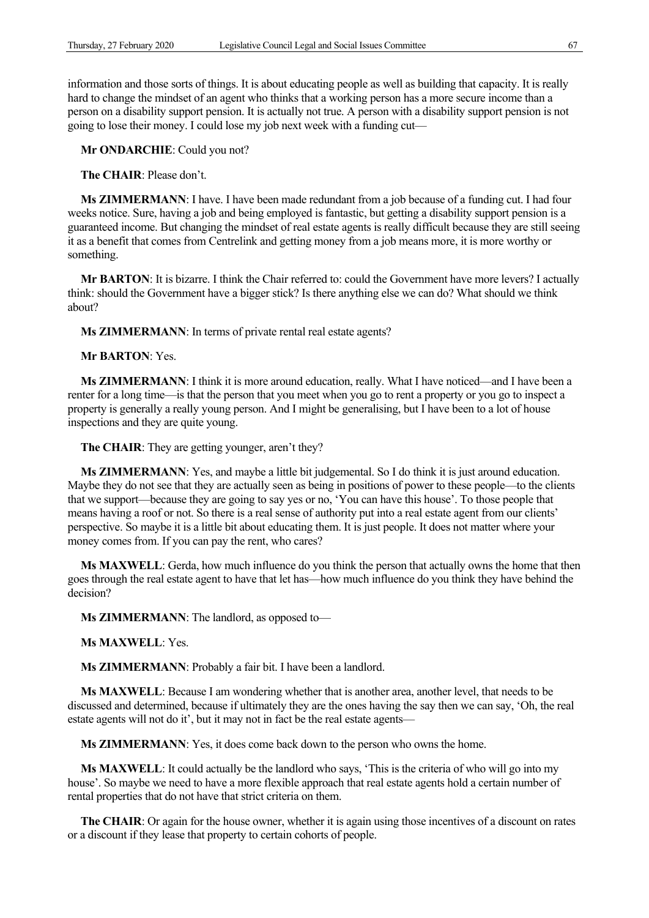information and those sorts of things. It is about educating people as well as building that capacity. It is really hard to change the mindset of an agent who thinks that a working person has a more secure income than a person on a disability support pension. It is actually not true. A person with a disability support pension is not going to lose their money. I could lose my job next week with a funding cut—

**Mr ONDARCHIE**: Could you not?

**The CHAIR**: Please don't.

**Ms ZIMMERMANN**: I have. I have been made redundant from a job because of a funding cut. I had four weeks notice. Sure, having a job and being employed is fantastic, but getting a disability support pension is a guaranteed income. But changing the mindset of real estate agents is really difficult because they are still seeing it as a benefit that comes from Centrelink and getting money from a job means more, it is more worthy or something.

**Mr BARTON**: It is bizarre. I think the Chair referred to: could the Government have more levers? I actually think: should the Government have a bigger stick? Is there anything else we can do? What should we think about?

**Ms ZIMMERMANN**: In terms of private rental real estate agents?

**Mr BARTON**: Yes.

**Ms ZIMMERMANN**: I think it is more around education, really. What I have noticed—and I have been a renter for a long time—is that the person that you meet when you go to rent a property or you go to inspect a property is generally a really young person. And I might be generalising, but I have been to a lot of house inspections and they are quite young.

**The CHAIR**: They are getting younger, aren't they?

**Ms ZIMMERMANN**: Yes, and maybe a little bit judgemental. So I do think it is just around education. Maybe they do not see that they are actually seen as being in positions of power to these people—to the clients that we support—because they are going to say yes or no, 'You can have this house'. To those people that means having a roof or not. So there is a real sense of authority put into a real estate agent from our clients' perspective. So maybe it is a little bit about educating them. It is just people. It does not matter where your money comes from. If you can pay the rent, who cares?

**Ms MAXWELL**: Gerda, how much influence do you think the person that actually owns the home that then goes through the real estate agent to have that let has—how much influence do you think they have behind the decision?

**Ms ZIMMERMANN**: The landlord, as opposed to—

**Ms MAXWELL**: Yes.

**Ms ZIMMERMANN**: Probably a fair bit. I have been a landlord.

**Ms MAXWELL**: Because I am wondering whether that is another area, another level, that needs to be discussed and determined, because if ultimately they are the ones having the say then we can say, 'Oh, the real estate agents will not do it', but it may not in fact be the real estate agents—

**Ms ZIMMERMANN**: Yes, it does come back down to the person who owns the home.

**Ms MAXWELL**: It could actually be the landlord who says, 'This is the criteria of who will go into my house'. So maybe we need to have a more flexible approach that real estate agents hold a certain number of rental properties that do not have that strict criteria on them.

**The CHAIR**: Or again for the house owner, whether it is again using those incentives of a discount on rates or a discount if they lease that property to certain cohorts of people.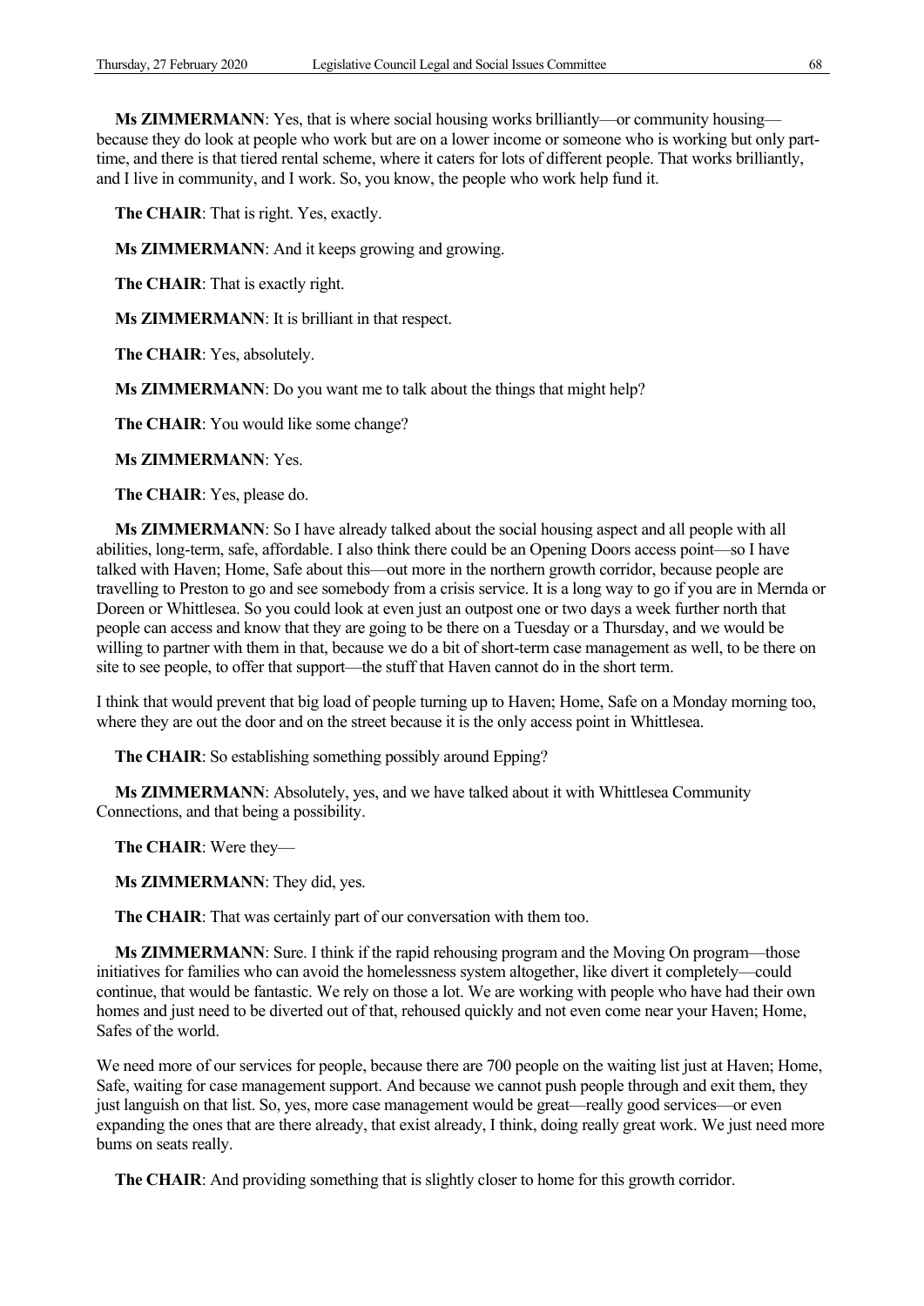**Ms ZIMMERMANN**: Yes, that is where social housing works brilliantly—or community housing—because they do look at people who work but are on a lower income or someone who is working but only part-time, and there is that tiered rental scheme, where it caters for lots of different people. That works brilliantly, and I live in community, and I work. So, you know, the people who work help fund it.

**The CHAIR**: That is right. Yes, exactly.

**Ms ZIMMERMANN**: And it keeps growing and growing.

**The CHAIR**: That is exactly right.

**Ms ZIMMERMANN**: It is brilliant in that respect.

**The CHAIR**: Yes, absolutely.

**Ms ZIMMERMANN**: Do you want me to talk about the things that might help?

**The CHAIR**: You would like some change?

**Ms ZIMMERMANN**: Yes.

**The CHAIR**: Yes, please do.

**Ms ZIMMERMANN**: So I have already talked about the social housing aspect and all people with all abilities, long-term, safe, affordable. I also think there could be an Opening Doors access point—so I have talked with Haven; Home, Safe about this—out more in the northern growth corridor, because people are travelling to Preston to go and see somebody from a crisis service. It is a long way to go if you are in Mernda or Doreen or Whittlesea. So you could look at even just an outpost one or two days a week further north that people can access and know that they are going to be there on a Tuesday or a Thursday, and we would be willing to partner with them in that, because we do a bit of short-term case management as well, to be there on site to see people, to offer that support—the stuff that Haven cannot do in the short term.

I think that would prevent that big load of people turning up to Haven; Home, Safe on a Monday morning too, where they are out the door and on the street because it is the only access point in Whittlesea.

**The CHAIR**: So establishing something possibly around Epping?

**Ms ZIMMERMANN**: Absolutely, yes, and we have talked about it with Whittlesea Community Connections, and that being a possibility.

**The CHAIR**: Were they—

**Ms ZIMMERMANN**: They did, yes.

**The CHAIR**: That was certainly part of our conversation with them too.

**Ms ZIMMERMANN**: Sure. I think if the rapid rehousing program and the Moving On program—those initiatives for families who can avoid the homelessness system altogether, like divert it completely—could continue, that would be fantastic. We rely on those a lot. We are working with people who have had their own homes and just need to be diverted out of that, rehoused quickly and not even come near your Haven; Home, Safes of the world.

We need more of our services for people, because there are 700 people on the waiting list just at Haven; Home, Safe, waiting for case management support. And because we cannot push people through and exit them, they just languish on that list. So, yes, more case management would be great—really good services—or even expanding the ones that are there already, that exist already, I think, doing really great work. We just need more bums on seats really.

**The CHAIR**: And providing something that is slightly closer to home for this growth corridor.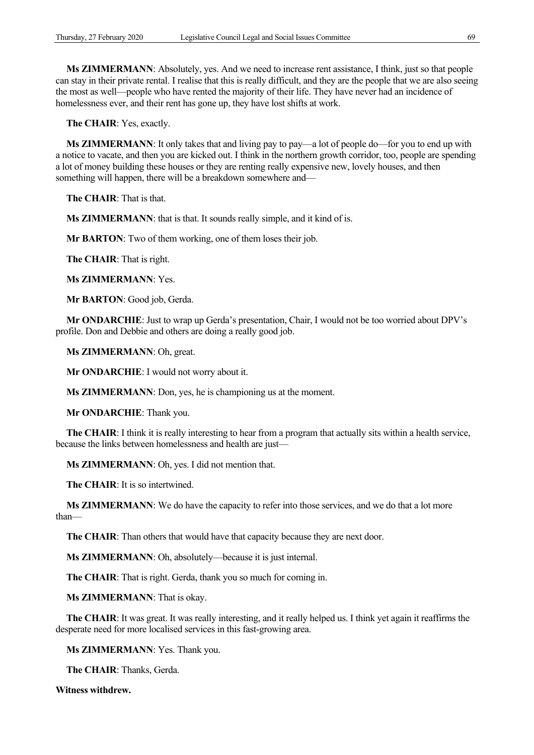**Ms ZIMMERMANN**: Absolutely, yes. And we need to increase rent assistance, I think, just so that people can stay in their private rental. I realise that this is really difficult, and they are the people that we are also seeing the most as well—people who have rented the majority of their life. They have never had an incidence of homelessness ever, and their rent has gone up, they have lost shifts at work.

**The CHAIR**: Yes, exactly.

**Ms ZIMMERMANN**: It only takes that and living pay to pay—a lot of people do—for you to end up with a notice to vacate, and then you are kicked out. I think in the northern growth corridor, too, people are spending a lot of money building these houses or they are renting really expensive new, lovely houses, and then something will happen, there will be a breakdown somewhere and—

**The CHAIR**: That is that.

**Ms ZIMMERMANN**: that is that. It sounds really simple, and it kind of is.

**Mr BARTON**: Two of them working, one of them loses their job.

**The CHAIR**: That is right.

**Ms ZIMMERMANN**: Yes.

**Mr BARTON**: Good job, Gerda.

**Mr ONDARCHIE**: Just to wrap up Gerda's presentation, Chair, I would not be too worried about DPV's profile. Don and Debbie and others are doing a really good job.

**Ms ZIMMERMANN**: Oh, great.

**Mr ONDARCHIE**: I would not worry about it.

**Ms ZIMMERMANN**: Don, yes, he is championing us at the moment.

**Mr ONDARCHIE**: Thank you.

**The CHAIR**: I think it is really interesting to hear from a program that actually sits within a health service, because the links between homelessness and health are just—

**Ms ZIMMERMANN**: Oh, yes. I did not mention that.

**The CHAIR**: It is so intertwined.

**Ms ZIMMERMANN**: We do have the capacity to refer into those services, and we do that a lot more than—

**The CHAIR**: Than others that would have that capacity because they are next door.

**Ms ZIMMERMANN**: Oh, absolutely—because it is just internal.

**The CHAIR**: That is right. Gerda, thank you so much for coming in.

**Ms ZIMMERMANN**: That is okay.

**The CHAIR**: It was great. It was really interesting, and it really helped us. I think yet again it reaffirms the desperate need for more localised services in this fast-growing area.

**Ms ZIMMERMANN**: Yes. Thank you.

**The CHAIR**: Thanks, Gerda.

**Witness withdrew.**